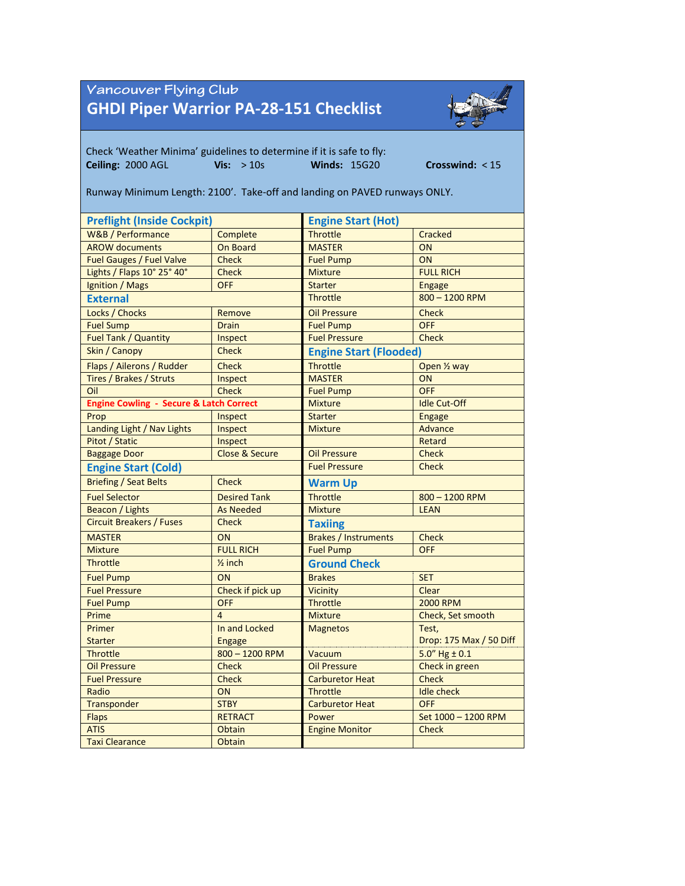Vancouver Flying Club

# GHDI Piper Warrior PA-28-151 Checklist

Check 'Weather Minima' guidelines to determine if it is safe to fly:

**Ceiling:** 2000 AGL **Vis:** > 10s **Winds:** 15G20 **Crosswind:** < 15

Runway Minimum Length: 2100'. Take-off and landing on PAVED runways ONLY.

## Preflight (Inside Cockpit)

| Item | Action |
|---|---|
| W&B / Performance | Complete |
| AROW documents | On Board |
| Fuel Gauges / Fuel Valve | Check |
| Lights / Flaps 10° 25° 40° | Check |
| Ignition / Mags | OFF |

## External

| Item | Action |
|---|---|
| Locks / Chocks | Remove |
| Fuel Sump | Drain |
| Fuel Tank / Quantity | Inspect |
| Skin / Canopy | Check |
| Flaps / Ailerons / Rudder | Check |
| Tires / Brakes / Struts | Inspect |
| Oil | Check |
| **Engine Cowling - Secure & Latch Correct** | |
| Prop | Inspect |
| Landing Light / Nav Lights | Inspect |
| Pitot / Static | Inspect |
| Baggage Door | Close & Secure |

## Engine Start (Cold)

| Item | Action |
|---|---|
| Briefing / Seat Belts | Check |
| Fuel Selector | Desired Tank |
| Beacon / Lights | As Needed |
| Circuit Breakers / Fuses | Check |
| MASTER | ON |
| Mixture | FULL RICH |
| Throttle | ½ inch |
| Fuel Pump | ON |
| Fuel Pressure | Check if pick up |
| Fuel Pump | OFF |
| Prime | 4 |
| Primer | In and Locked |
| Starter | Engage |
| Throttle | 800 – 1200 RPM |
| Oil Pressure | Check |
| Fuel Pressure | Check |
| Radio | ON |
| Transponder | STBY |
| Flaps | RETRACT |
| ATIS | Obtain |
| Taxi Clearance | Obtain |

## Engine Start (Hot)

| Item | Action |
|---|---|
| Throttle | Cracked |
| MASTER | ON |
| Fuel Pump | ON |
| Mixture | FULL RICH |
| Starter | Engage |
| Throttle | 800 – 1200 RPM |
| Oil Pressure | Check |
| Fuel Pump | OFF |
| Fuel Pressure | Check |

## Engine Start (Flooded)

| Item | Action |
|---|---|
| Throttle | Open ½ way |
| MASTER | ON |
| Fuel Pump | OFF |
| Mixture | Idle Cut-Off |
| Starter | Engage |
| Mixture | Advance |
| | Retard |
| Oil Pressure | Check |
| Fuel Pressure | Check |

## Warm Up

| Item | Action |
|---|---|
| Throttle | 800 – 1200 RPM |
| Mixture | LEAN |

## Taxiing

| Item | Action |
|---|---|
| Brakes / Instruments | Check |
| Fuel Pump | OFF |

## Ground Check

| Item | Action |
|---|---|
| Brakes | SET |
| Vicinity | Clear |
| Throttle | 2000 RPM |
| Mixture | Check, Set smooth |
| Magnetos | Test, Drop: 175 Max / 50 Diff |
| Vacuum | 5.0" Hg ± 0.1 |
| Oil Pressure | Check in green |
| Carburetor Heat | Check |
| Throttle | Idle check |
| Carburetor Heat | OFF |
| Power | Set 1000 – 1200 RPM |
| Engine Monitor | Check |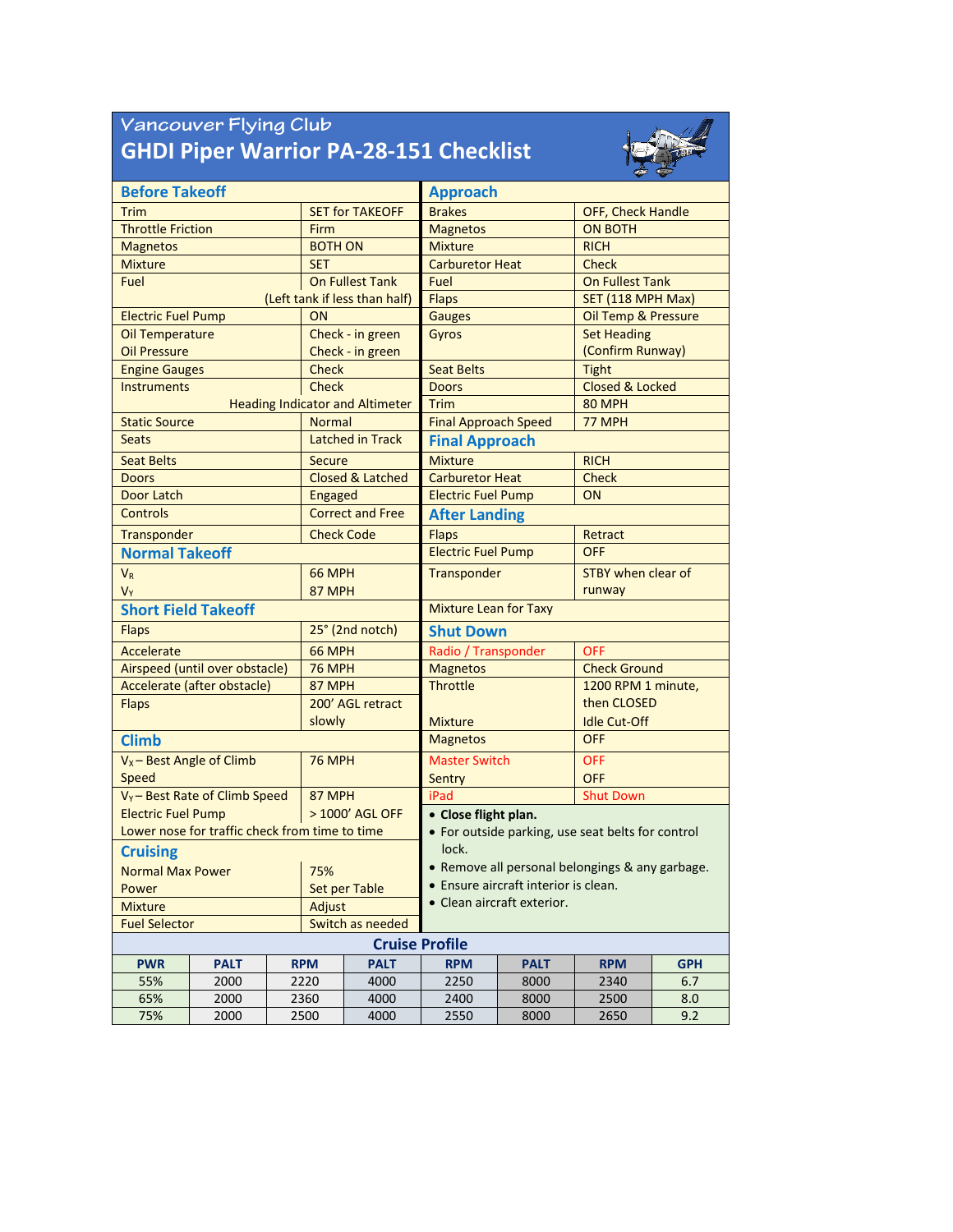Vancouver Flying Club

# GHDI Piper Warrior PA-28-151 Checklist

## Before Takeoff

| | |
|---|---|
| Trim | SET for TAKEOFF |
| Throttle Friction | Firm |
| Magnetos | BOTH ON |
| Mixture | SET |
| Fuel | On Fullest Tank (Left tank if less than half) |
| Electric Fuel Pump | ON |
| Oil Temperature | Check - in green |
| Oil Pressure | Check - in green |
| Engine Gauges | Check |
| Instruments | Check Heading Indicator and Altimeter |
| Static Source | Normal |
| Seats | Latched in Track |
| Seat Belts | Secure |
| Doors | Closed & Latched |
| Door Latch | Engaged |
| Controls | Correct and Free |
| Transponder | Check Code |

## Normal Takeoff

| | |
|---|---|
| $V_R$ | 66 MPH |
| $V_Y$ | 87 MPH |

## Short Field Takeoff

| | |
|---|---|
| Flaps | 25° (2nd notch) |
| Accelerate | 66 MPH |
| Airspeed (until over obstacle) | 76 MPH |
| Accelerate (after obstacle) | 87 MPH |
| Flaps | 200' AGL retract slowly |

## Climb

| | |
|---|---|
| $V_X$ – Best Angle of Climb Speed | 76 MPH |
| $V_Y$ – Best Rate of Climb Speed | 87 MPH |
| Electric Fuel Pump | > 1000' AGL OFF |

Lower nose for traffic check from time to time

## Cruising

| | |
|---|---|
| Normal Max Power | 75% |
| Power | Set per Table |
| Mixture | Adjust |
| Fuel Selector | Switch as needed |

## Approach

| | |
|---|---|
| Brakes | OFF, Check Handle |
| Magnetos | ON BOTH |
| Mixture | RICH |
| Carburetor Heat | Check |
| Fuel | On Fullest Tank |
| Flaps | SET (118 MPH Max) |
| Gauges | Oil Temp & Pressure |
| Gyros | Set Heading (Confirm Runway) |
| Seat Belts | Tight |
| Doors | Closed & Locked |
| Trim | 80 MPH |
| Final Approach Speed | 77 MPH |

## Final Approach

| | |
|---|---|
| Mixture | RICH |
| Carburetor Heat | Check |
| Electric Fuel Pump | ON |

## After Landing

| | |
|---|---|
| Flaps | Retract |
| Electric Fuel Pump | OFF |
| Transponder | STBY when clear of runway |

Mixture Lean for Taxy

## Shut Down

| | |
|---|---|
| Radio / Transponder | OFF |
| Magnetos | Check Ground |
| Throttle | 1200 RPM 1 minute, then CLOSED |
| Mixture | Idle Cut-Off |
| Magnetos | OFF |
| Master Switch | OFF |
| Sentry | OFF |
| iPad | Shut Down |

- **Close flight plan.**
- For outside parking, use seat belts for control lock.
- Remove all personal belongings & any garbage.
- Ensure aircraft interior is clean.
- Clean aircraft exterior.

## Cruise Profile

| PWR | PALT | RPM | PALT | RPM | PALT | RPM | GPH |
|---|---|---|---|---|---|---|---|
| 55% | 2000 | 2220 | 4000 | 2250 | 8000 | 2340 | 6.7 |
| 65% | 2000 | 2360 | 4000 | 2400 | 8000 | 2500 | 8.0 |
| 75% | 2000 | 2500 | 4000 | 2550 | 8000 | 2650 | 9.2 |